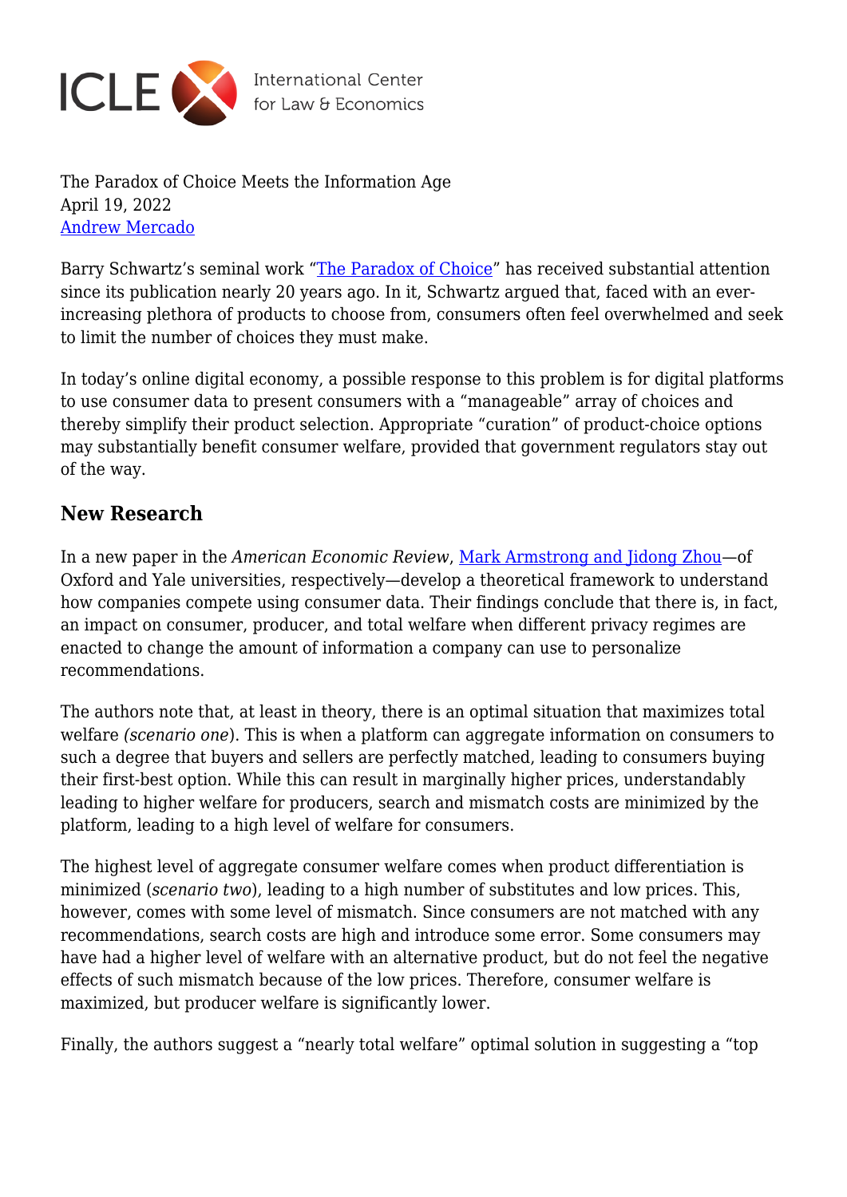The Paradox of Choice Meets the Information Age
April 19, 2022
Andrew Mercado

Barry Schwartz's seminal work "The Paradox of Choice" has received substantial attention since its publication nearly 20 years ago. In it, Schwartz argued that, faced with an ever-increasing plethora of products to choose from, consumers often feel overwhelmed and seek to limit the number of choices they must make.

In today's online digital economy, a possible response to this problem is for digital platforms to use consumer data to present consumers with a "manageable" array of choices and thereby simplify their product selection. Appropriate "curation" of product-choice options may substantially benefit consumer welfare, provided that government regulators stay out of the way.

## New Research

In a new paper in the *American Economic Review*, Mark Armstrong and Jidong Zhou—of Oxford and Yale universities, respectively—develop a theoretical framework to understand how companies compete using consumer data. Their findings conclude that there is, in fact, an impact on consumer, producer, and total welfare when different privacy regimes are enacted to change the amount of information a company can use to personalize recommendations.

The authors note that, at least in theory, there is an optimal situation that maximizes total welfare *(scenario one)*. This is when a platform can aggregate information on consumers to such a degree that buyers and sellers are perfectly matched, leading to consumers buying their first-best option. While this can result in marginally higher prices, understandably leading to higher welfare for producers, search and mismatch costs are minimized by the platform, leading to a high level of welfare for consumers.

The highest level of aggregate consumer welfare comes when product differentiation is minimized (*scenario two*), leading to a high number of substitutes and low prices. This, however, comes with some level of mismatch. Since consumers are not matched with any recommendations, search costs are high and introduce some error. Some consumers may have had a higher level of welfare with an alternative product, but do not feel the negative effects of such mismatch because of the low prices. Therefore, consumer welfare is maximized, but producer welfare is significantly lower.

Finally, the authors suggest a "nearly total welfare" optimal solution in suggesting a "top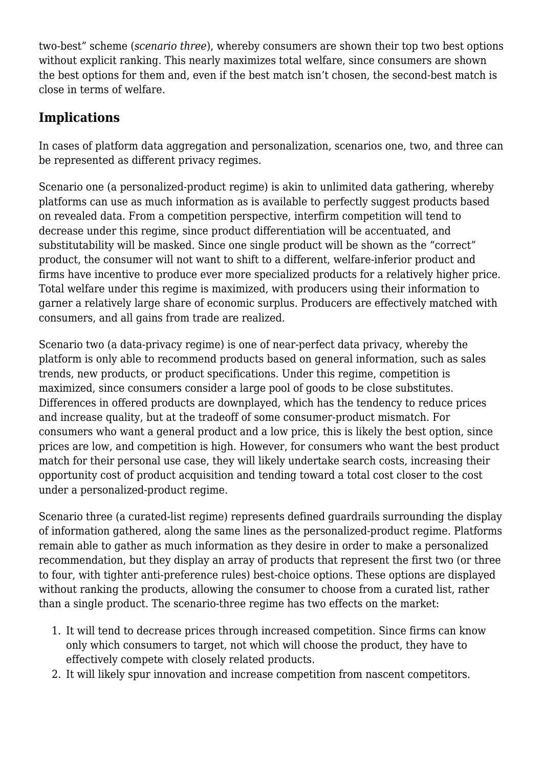two-best" scheme (*scenario three*), whereby consumers are shown their top two best options without explicit ranking. This nearly maximizes total welfare, since consumers are shown the best options for them and, even if the best match isn't chosen, the second-best match is close in terms of welfare.

## Implications

In cases of platform data aggregation and personalization, scenarios one, two, and three can be represented as different privacy regimes.

Scenario one (a personalized-product regime) is akin to unlimited data gathering, whereby platforms can use as much information as is available to perfectly suggest products based on revealed data. From a competition perspective, interfirm competition will tend to decrease under this regime, since product differentiation will be accentuated, and substitutability will be masked. Since one single product will be shown as the "correct" product, the consumer will not want to shift to a different, welfare-inferior product and firms have incentive to produce ever more specialized products for a relatively higher price. Total welfare under this regime is maximized, with producers using their information to garner a relatively large share of economic surplus. Producers are effectively matched with consumers, and all gains from trade are realized.

Scenario two (a data-privacy regime) is one of near-perfect data privacy, whereby the platform is only able to recommend products based on general information, such as sales trends, new products, or product specifications. Under this regime, competition is maximized, since consumers consider a large pool of goods to be close substitutes. Differences in offered products are downplayed, which has the tendency to reduce prices and increase quality, but at the tradeoff of some consumer-product mismatch. For consumers who want a general product and a low price, this is likely the best option, since prices are low, and competition is high. However, for consumers who want the best product match for their personal use case, they will likely undertake search costs, increasing their opportunity cost of product acquisition and tending toward a total cost closer to the cost under a personalized-product regime.

Scenario three (a curated-list regime) represents defined guardrails surrounding the display of information gathered, along the same lines as the personalized-product regime. Platforms remain able to gather as much information as they desire in order to make a personalized recommendation, but they display an array of products that represent the first two (or three to four, with tighter anti-preference rules) best-choice options. These options are displayed without ranking the products, allowing the consumer to choose from a curated list, rather than a single product. The scenario-three regime has two effects on the market:

1. It will tend to decrease prices through increased competition. Since firms can know only which consumers to target, not which will choose the product, they have to effectively compete with closely related products.
2. It will likely spur innovation and increase competition from nascent competitors.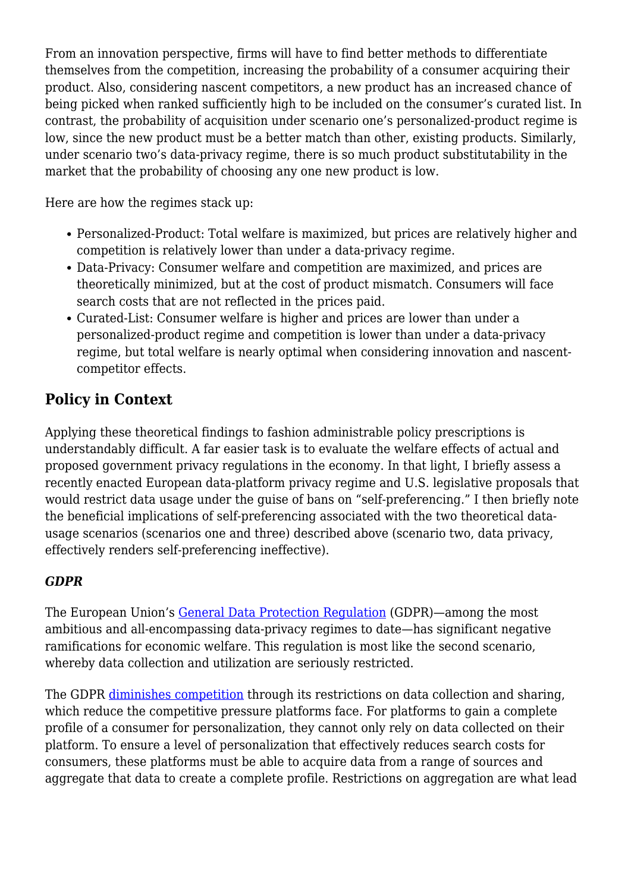From an innovation perspective, firms will have to find better methods to differentiate themselves from the competition, increasing the probability of a consumer acquiring their product. Also, considering nascent competitors, a new product has an increased chance of being picked when ranked sufficiently high to be included on the consumer's curated list. In contrast, the probability of acquisition under scenario one's personalized-product regime is low, since the new product must be a better match than other, existing products. Similarly, under scenario two's data-privacy regime, there is so much product substitutability in the market that the probability of choosing any one new product is low.

Here are how the regimes stack up:

- Personalized-Product: Total welfare is maximized, but prices are relatively higher and competition is relatively lower than under a data-privacy regime.
- Data-Privacy: Consumer welfare and competition are maximized, and prices are theoretically minimized, but at the cost of product mismatch. Consumers will face search costs that are not reflected in the prices paid.
- Curated-List: Consumer welfare is higher and prices are lower than under a personalized-product regime and competition is lower than under a data-privacy regime, but total welfare is nearly optimal when considering innovation and nascent-competitor effects.

## Policy in Context

Applying these theoretical findings to fashion administrable policy prescriptions is understandably difficult. A far easier task is to evaluate the welfare effects of actual and proposed government privacy regulations in the economy. In that light, I briefly assess a recently enacted European data-platform privacy regime and U.S. legislative proposals that would restrict data usage under the guise of bans on "self-preferencing." I then briefly note the beneficial implications of self-preferencing associated with the two theoretical data-usage scenarios (scenarios one and three) described above (scenario two, data privacy, effectively renders self-preferencing ineffective).

### *GDPR*

The European Union's General Data Protection Regulation (GDPR)—among the most ambitious and all-encompassing data-privacy regimes to date—has significant negative ramifications for economic welfare. This regulation is most like the second scenario, whereby data collection and utilization are seriously restricted.

The GDPR diminishes competition through its restrictions on data collection and sharing, which reduce the competitive pressure platforms face. For platforms to gain a complete profile of a consumer for personalization, they cannot only rely on data collected on their platform. To ensure a level of personalization that effectively reduces search costs for consumers, these platforms must be able to acquire data from a range of sources and aggregate that data to create a complete profile. Restrictions on aggregation are what lead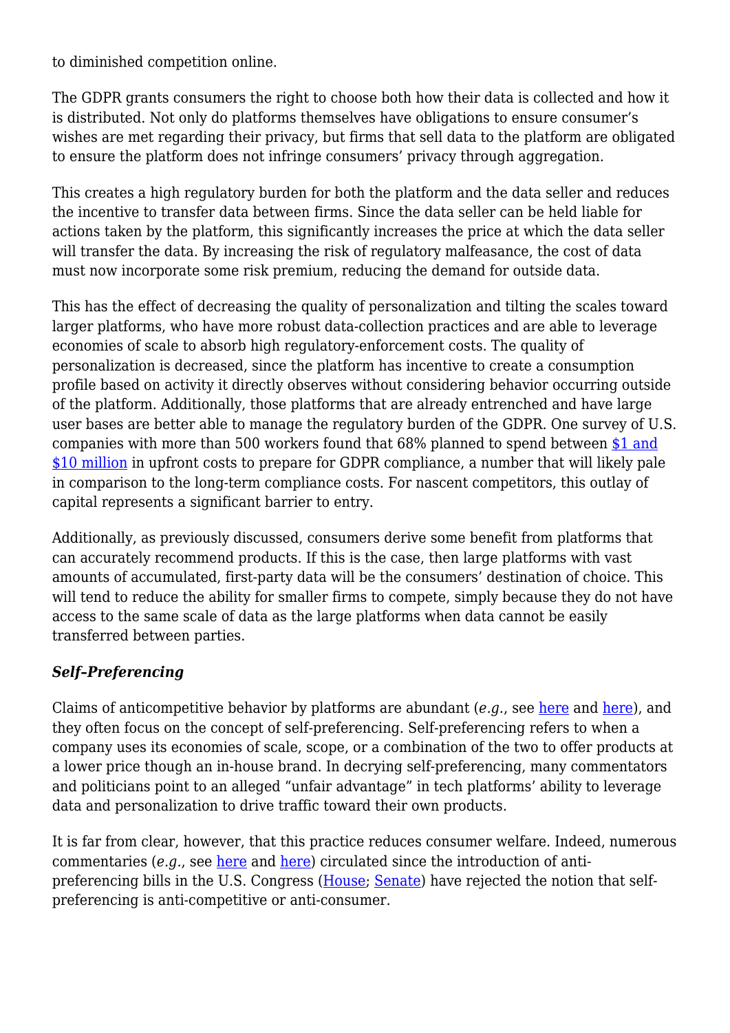to diminished competition online.

The GDPR grants consumers the right to choose both how their data is collected and how it is distributed. Not only do platforms themselves have obligations to ensure consumer's wishes are met regarding their privacy, but firms that sell data to the platform are obligated to ensure the platform does not infringe consumers' privacy through aggregation.

This creates a high regulatory burden for both the platform and the data seller and reduces the incentive to transfer data between firms. Since the data seller can be held liable for actions taken by the platform, this significantly increases the price at which the data seller will transfer the data. By increasing the risk of regulatory malfeasance, the cost of data must now incorporate some risk premium, reducing the demand for outside data.

This has the effect of decreasing the quality of personalization and tilting the scales toward larger platforms, who have more robust data-collection practices and are able to leverage economies of scale to absorb high regulatory-enforcement costs. The quality of personalization is decreased, since the platform has incentive to create a consumption profile based on activity it directly observes without considering behavior occurring outside of the platform. Additionally, those platforms that are already entrenched and have large user bases are better able to manage the regulatory burden of the GDPR. One survey of U.S. companies with more than 500 workers found that 68% planned to spend between [$1 and $10 million] in upfront costs to prepare for GDPR compliance, a number that will likely pale in comparison to the long-term compliance costs. For nascent competitors, this outlay of capital represents a significant barrier to entry.

Additionally, as previously discussed, consumers derive some benefit from platforms that can accurately recommend products. If this is the case, then large platforms with vast amounts of accumulated, first-party data will be the consumers' destination of choice. This will tend to reduce the ability for smaller firms to compete, simply because they do not have access to the same scale of data as the large platforms when data cannot be easily transferred between parties.

### *Self-Preferencing*

Claims of anticompetitive behavior by platforms are abundant (*e.g.*, see [here] and [here]), and they often focus on the concept of self-preferencing. Self-preferencing refers to when a company uses its economies of scale, scope, or a combination of the two to offer products at a lower price though an in-house brand. In decrying self-preferencing, many commentators and politicians point to an alleged "unfair advantage" in tech platforms' ability to leverage data and personalization to drive traffic toward their own products.

It is far from clear, however, that this practice reduces consumer welfare. Indeed, numerous commentaries (*e.g.*, see [here] and [here]) circulated since the introduction of anti-preferencing bills in the U.S. Congress ([House]; [Senate]) have rejected the notion that self-preferencing is anti-competitive or anti-consumer.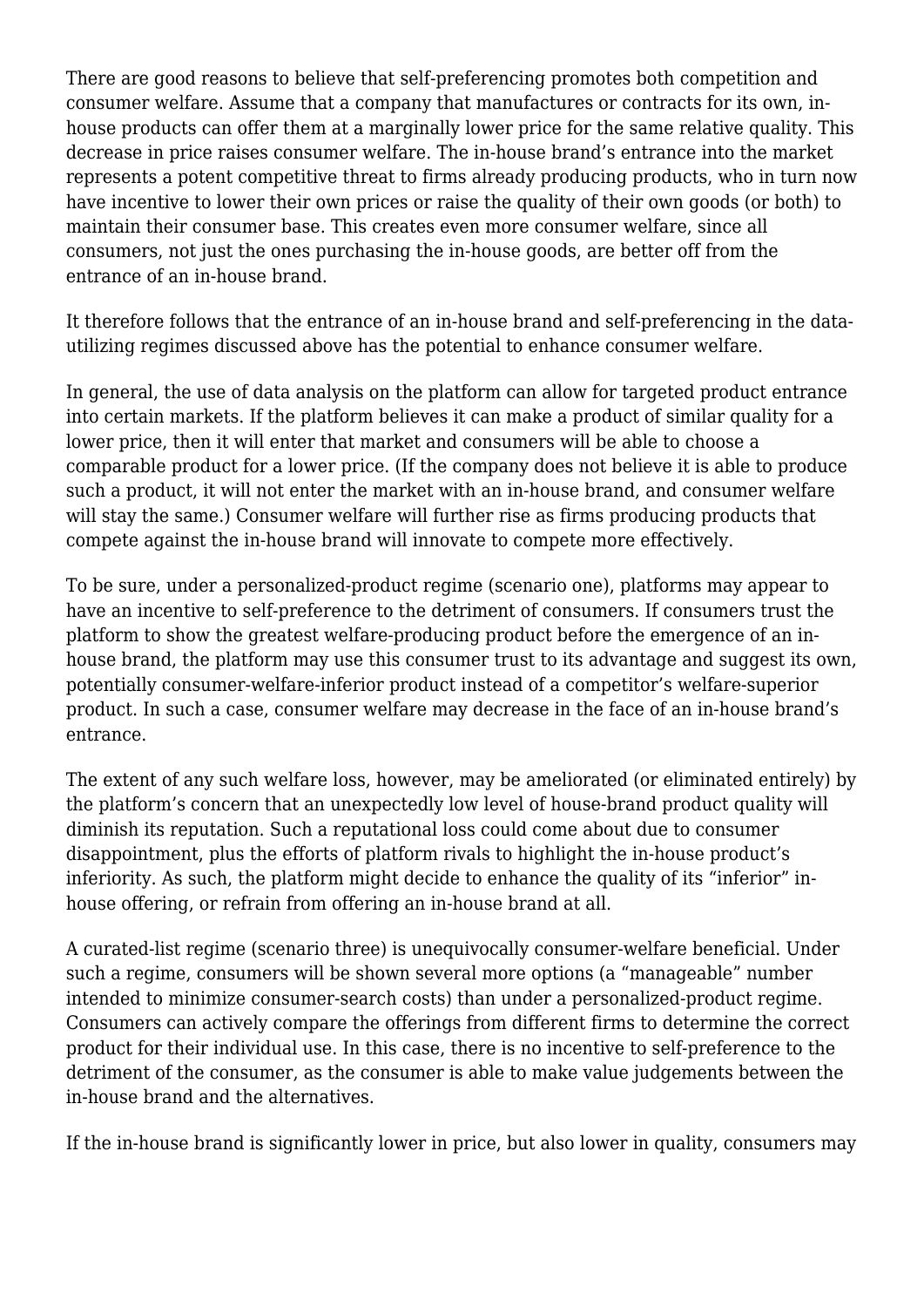There are good reasons to believe that self-preferencing promotes both competition and consumer welfare. Assume that a company that manufactures or contracts for its own, in-house products can offer them at a marginally lower price for the same relative quality. This decrease in price raises consumer welfare. The in-house brand's entrance into the market represents a potent competitive threat to firms already producing products, who in turn now have incentive to lower their own prices or raise the quality of their own goods (or both) to maintain their consumer base. This creates even more consumer welfare, since all consumers, not just the ones purchasing the in-house goods, are better off from the entrance of an in-house brand.

It therefore follows that the entrance of an in-house brand and self-preferencing in the data-utilizing regimes discussed above has the potential to enhance consumer welfare.

In general, the use of data analysis on the platform can allow for targeted product entrance into certain markets. If the platform believes it can make a product of similar quality for a lower price, then it will enter that market and consumers will be able to choose a comparable product for a lower price. (If the company does not believe it is able to produce such a product, it will not enter the market with an in-house brand, and consumer welfare will stay the same.) Consumer welfare will further rise as firms producing products that compete against the in-house brand will innovate to compete more effectively.

To be sure, under a personalized-product regime (scenario one), platforms may appear to have an incentive to self-preference to the detriment of consumers. If consumers trust the platform to show the greatest welfare-producing product before the emergence of an in-house brand, the platform may use this consumer trust to its advantage and suggest its own, potentially consumer-welfare-inferior product instead of a competitor's welfare-superior product. In such a case, consumer welfare may decrease in the face of an in-house brand's entrance.

The extent of any such welfare loss, however, may be ameliorated (or eliminated entirely) by the platform's concern that an unexpectedly low level of house-brand product quality will diminish its reputation. Such a reputational loss could come about due to consumer disappointment, plus the efforts of platform rivals to highlight the in-house product's inferiority. As such, the platform might decide to enhance the quality of its "inferior" in-house offering, or refrain from offering an in-house brand at all.

A curated-list regime (scenario three) is unequivocally consumer-welfare beneficial. Under such a regime, consumers will be shown several more options (a "manageable" number intended to minimize consumer-search costs) than under a personalized-product regime. Consumers can actively compare the offerings from different firms to determine the correct product for their individual use. In this case, there is no incentive to self-preference to the detriment of the consumer, as the consumer is able to make value judgements between the in-house brand and the alternatives.

If the in-house brand is significantly lower in price, but also lower in quality, consumers may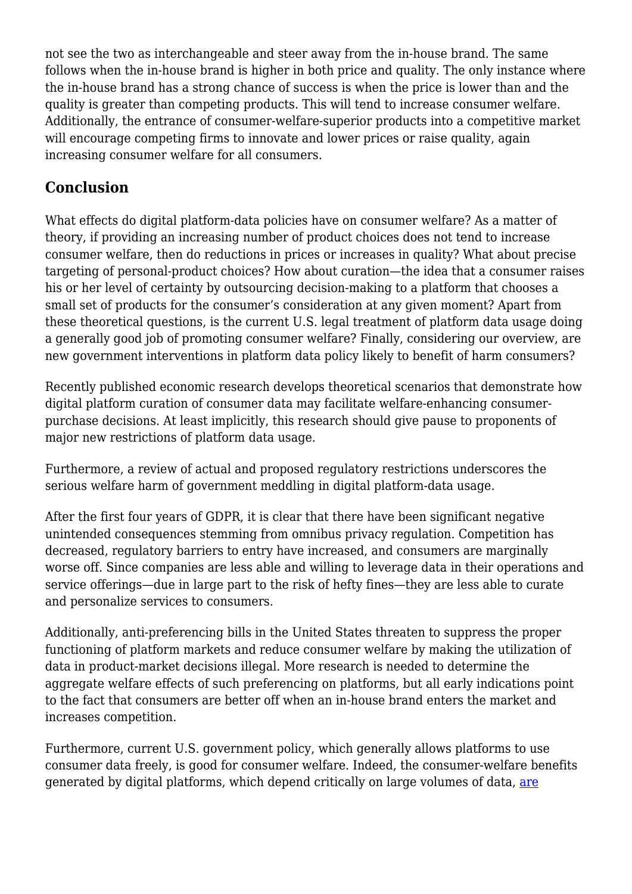not see the two as interchangeable and steer away from the in-house brand. The same follows when the in-house brand is higher in both price and quality. The only instance where the in-house brand has a strong chance of success is when the price is lower than and the quality is greater than competing products. This will tend to increase consumer welfare. Additionally, the entrance of consumer-welfare-superior products into a competitive market will encourage competing firms to innovate and lower prices or raise quality, again increasing consumer welfare for all consumers.

## Conclusion

What effects do digital platform-data policies have on consumer welfare? As a matter of theory, if providing an increasing number of product choices does not tend to increase consumer welfare, then do reductions in prices or increases in quality? What about precise targeting of personal-product choices? How about curation—the idea that a consumer raises his or her level of certainty by outsourcing decision-making to a platform that chooses a small set of products for the consumer's consideration at any given moment? Apart from these theoretical questions, is the current U.S. legal treatment of platform data usage doing a generally good job of promoting consumer welfare? Finally, considering our overview, are new government interventions in platform data policy likely to benefit of harm consumers?

Recently published economic research develops theoretical scenarios that demonstrate how digital platform curation of consumer data may facilitate welfare-enhancing consumer-purchase decisions. At least implicitly, this research should give pause to proponents of major new restrictions of platform data usage.

Furthermore, a review of actual and proposed regulatory restrictions underscores the serious welfare harm of government meddling in digital platform-data usage.

After the first four years of GDPR, it is clear that there have been significant negative unintended consequences stemming from omnibus privacy regulation. Competition has decreased, regulatory barriers to entry have increased, and consumers are marginally worse off. Since companies are less able and willing to leverage data in their operations and service offerings—due in large part to the risk of hefty fines—they are less able to curate and personalize services to consumers.

Additionally, anti-preferencing bills in the United States threaten to suppress the proper functioning of platform markets and reduce consumer welfare by making the utilization of data in product-market decisions illegal. More research is needed to determine the aggregate welfare effects of such preferencing on platforms, but all early indications point to the fact that consumers are better off when an in-house brand enters the market and increases competition.

Furthermore, current U.S. government policy, which generally allows platforms to use consumer data freely, is good for consumer welfare. Indeed, the consumer-welfare benefits generated by digital platforms, which depend critically on large volumes of data, are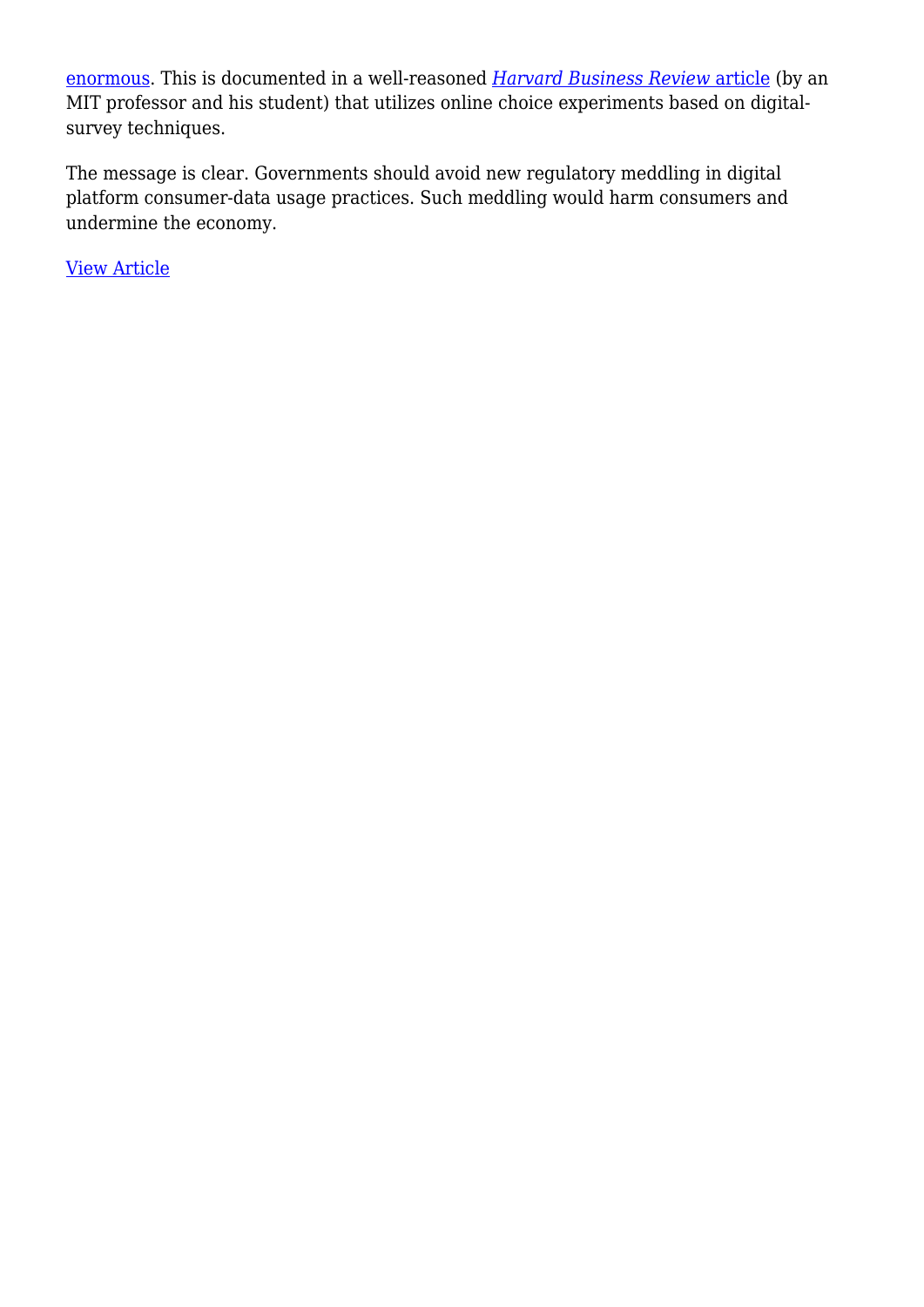enormous. This is documented in a well-reasoned *Harvard Business Review* article (by an MIT professor and his student) that utilizes online choice experiments based on digital-survey techniques.

The message is clear. Governments should avoid new regulatory meddling in digital platform consumer-data usage practices. Such meddling would harm consumers and undermine the economy.

View Article